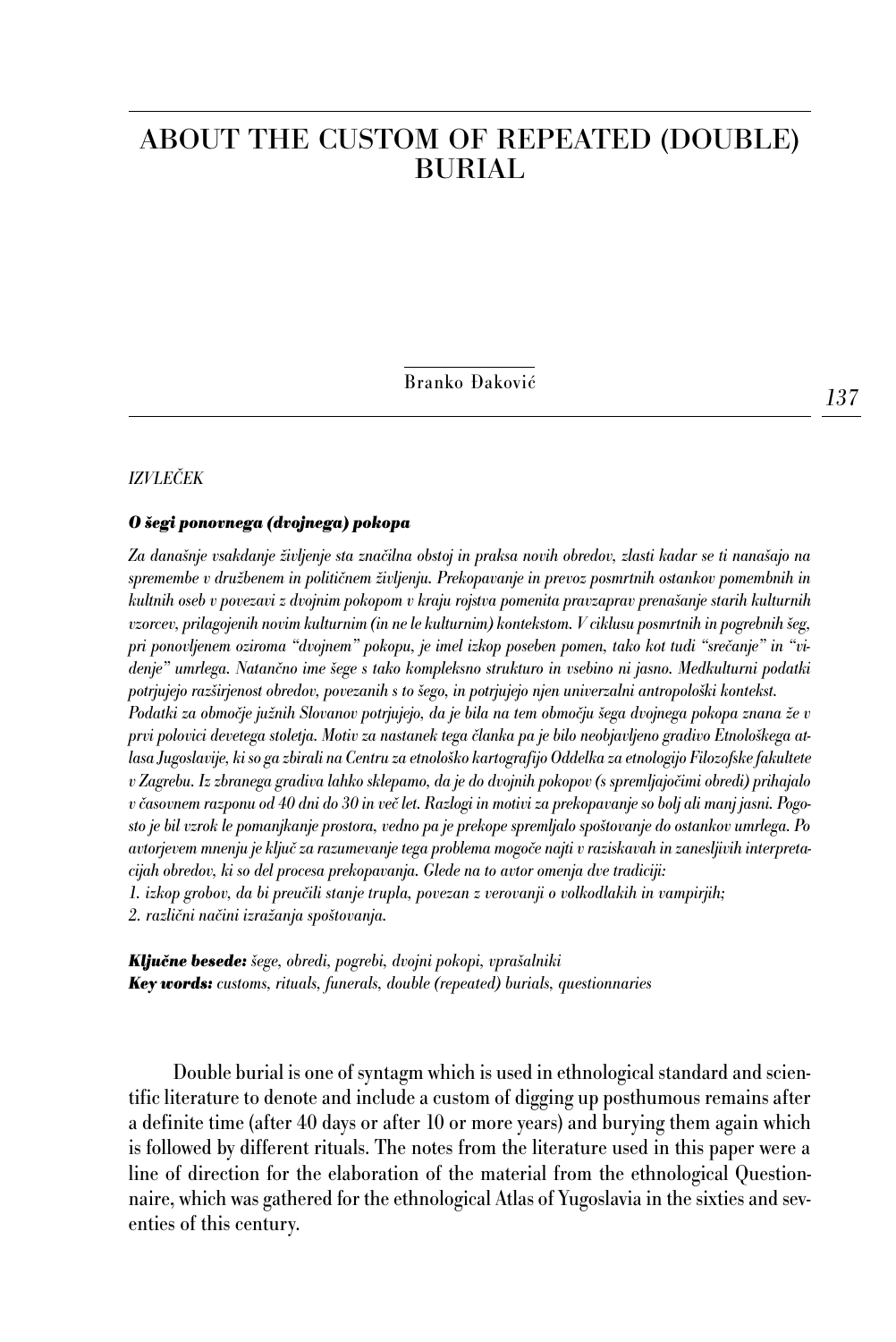# ABOUT THE CUSTOM OF REPEATED (DOUBLE) BURIAL

Branko Đaković

*IZVLEČEK*

***O šegi ponovnega (dvojnega) pokopa***

*Za današnje vsakdanje življenje sta značilna obstoj in praksa novih obredov, zlasti kadar se ti nanašajo na spremembe v družbenem in političnem življenju. Prekopavanje in prevoz posmrtnih ostankov pomembnih in kultnih oseb v povezavi z dvojnim pokopom v kraju rojstva pomenita pravzaprav prenašanje starih kulturnih vzorcev, prilagojenih novim kulturnim (in ne le kulturnim) kontekstom. V ciklusu posmrtnih in pogrebnih šeg, pri ponovljenem oziroma "dvojnem" pokopu, je imel izkop poseben pomen, tako kot tudi "srečanje" in "videnje" umrlega. Natančno ime šege s tako kompleksno strukturo in vsebino ni jasno. Medkulturni podatki potrjujejo razširjenost obredov, povezanih s to šego, in potrjujejo njen univerzalni antropološki kontekst. Podatki za območje južnih Slovanov potrjujejo, da je bila na tem območju šega dvojnega pokopa znana že v prvi polovici devetega stoletja. Motiv za nastanek tega članka pa je bilo neobjavljeno gradivo Etnološkega atlasa Jugoslavije, ki so ga zbirali na Centru za etnološko kartografijo Oddelka za etnologijo Filozofske fakultete v Zagrebu. Iz zbranega gradiva lahko sklepamo, da je do dvojnih pokopov (s spremljajočimi obredi) prihajalo v časovnem razponu od 40 dni do 30 in več let. Razlogi in motivi za prekopavanje so bolj ali manj jasni. Pogosto je bil vzrok le pomanjkanje prostora, vedno pa je prekope spremljalo spoštovanje do ostankov umrlega. Po avtorjevem mnenju je ključ za razumevanje tega problema mogoče najti v raziskavah in zanesljivih interpretacijah obredov, ki so del procesa prekopavanja. Glede na to avtor omenja dve tradiciji:*
*1. izkop grobov, da bi preučili stanje trupla, povezan z verovanji o volkodlakih in vampirjih;*
*2. različni načini izražanja spoštovanja.*

***Ključne besede:*** *šege, obredi, pogrebi, dvojni pokopi, vprašalniki*
***Key words:*** *customs, rituals, funerals, double (repeated) burials, questionnaries*

Double burial is one of syntagm which is used in ethnological standard and scientific literature to denote and include a custom of digging up posthumous remains after a definite time (after 40 days or after 10 or more years) and burying them again which is followed by different rituals. The notes from the literature used in this paper were a line of direction for the elaboration of the material from the ethnological Questionnaire, which was gathered for the ethnological Atlas of Yugoslavia in the sixties and seventies of this century.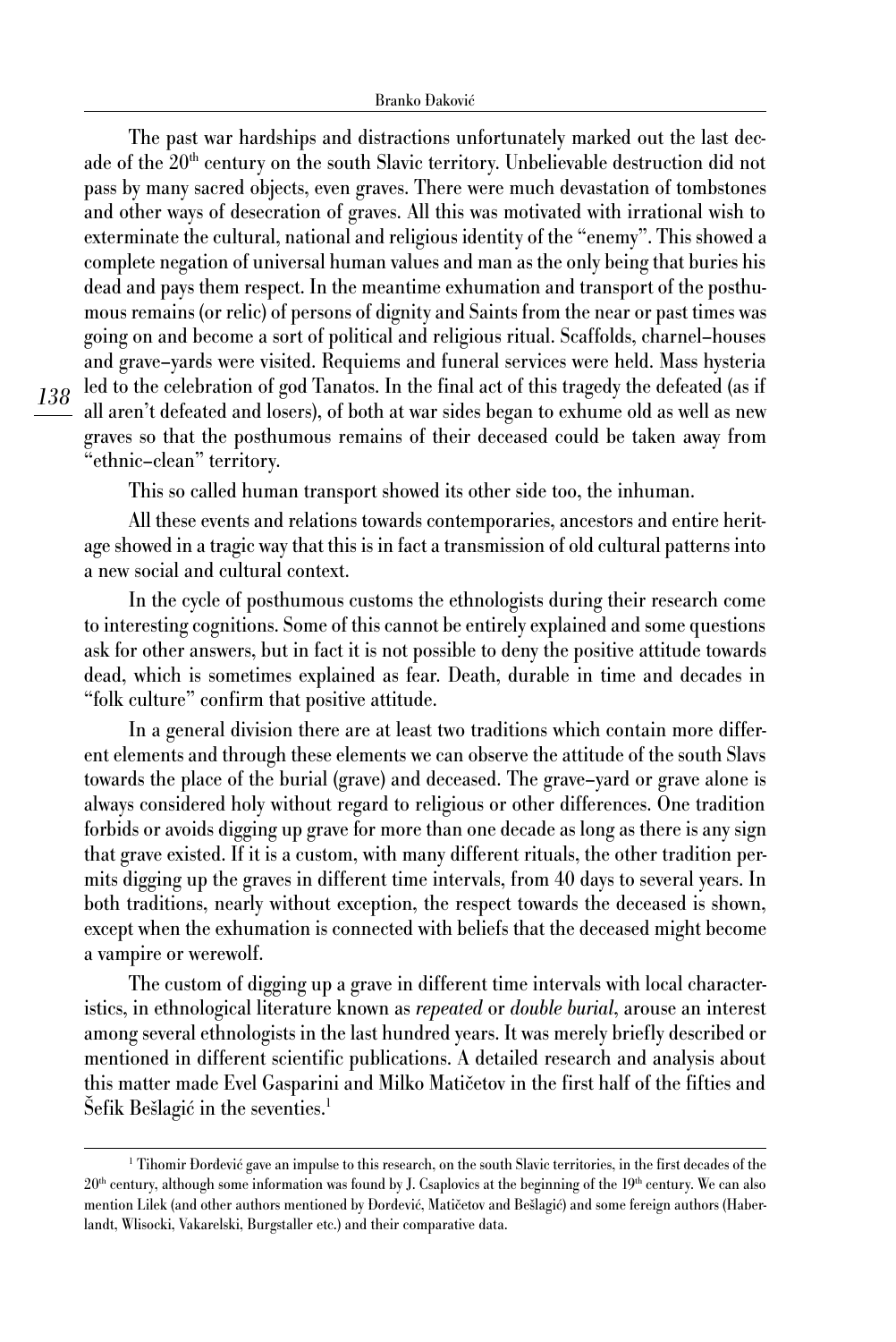The past war hardships and distractions unfortunately marked out the last decade of the 20th century on the south Slavic territory. Unbelievable destruction did not pass by many sacred objects, even graves. There were much devastation of tombstones and other ways of desecration of graves. All this was motivated with irrational wish to exterminate the cultural, national and religious identity of the "enemy". This showed a complete negation of universal human values and man as the only being that buries his dead and pays them respect. In the meantime exhumation and transport of the posthumous remains (or relic) of persons of dignity and Saints from the near or past times was going on and become a sort of political and religious ritual. Scaffolds, charnel–houses and grave–yards were visited. Requiems and funeral services were held. Mass hysteria led to the celebration of god Tanatos. In the final act of this tragedy the defeated (as if all aren't defeated and losers), of both at war sides began to exhume old as well as new graves so that the posthumous remains of their deceased could be taken away from "ethnic–clean" territory.

This so called human transport showed its other side too, the inhuman.

All these events and relations towards contemporaries, ancestors and entire heritage showed in a tragic way that this is in fact a transmission of old cultural patterns into a new social and cultural context.

In the cycle of posthumous customs the ethnologists during their research come to interesting cognitions. Some of this cannot be entirely explained and some questions ask for other answers, but in fact it is not possible to deny the positive attitude towards dead, which is sometimes explained as fear. Death, durable in time and decades in "folk culture" confirm that positive attitude.

In a general division there are at least two traditions which contain more different elements and through these elements we can observe the attitude of the south Slavs towards the place of the burial (grave) and deceased. The grave–yard or grave alone is always considered holy without regard to religious or other differences. One tradition forbids or avoids digging up grave for more than one decade as long as there is any sign that grave existed. If it is a custom, with many different rituals, the other tradition permits digging up the graves in different time intervals, from 40 days to several years. In both traditions, nearly without exception, the respect towards the deceased is shown, except when the exhumation is connected with beliefs that the deceased might become a vampire or werewolf.

The custom of digging up a grave in different time intervals with local characteristics, in ethnological literature known as *repeated* or *double burial*, arouse an interest among several ethnologists in the last hundred years. It was merely briefly described or mentioned in different scientific publications. A detailed research and analysis about this matter made Evel Gasparini and Milko Matičetov in the first half of the fifties and Šefik Bešlagić in the seventies.[1]

---

[1] Tihomir Đorđević gave an impulse to this research, on the south Slavic territories, in the first decades of the 20th century, although some information was found by J. Csaplovics at the beginning of the 19th century. We can also mention Lilek (and other authors mentioned by Đorđević, Matičetov and Bešlagić) and some fereign authors (Haberlandt, Wlisocki, Vakarelski, Burgstaller etc.) and their comparative data.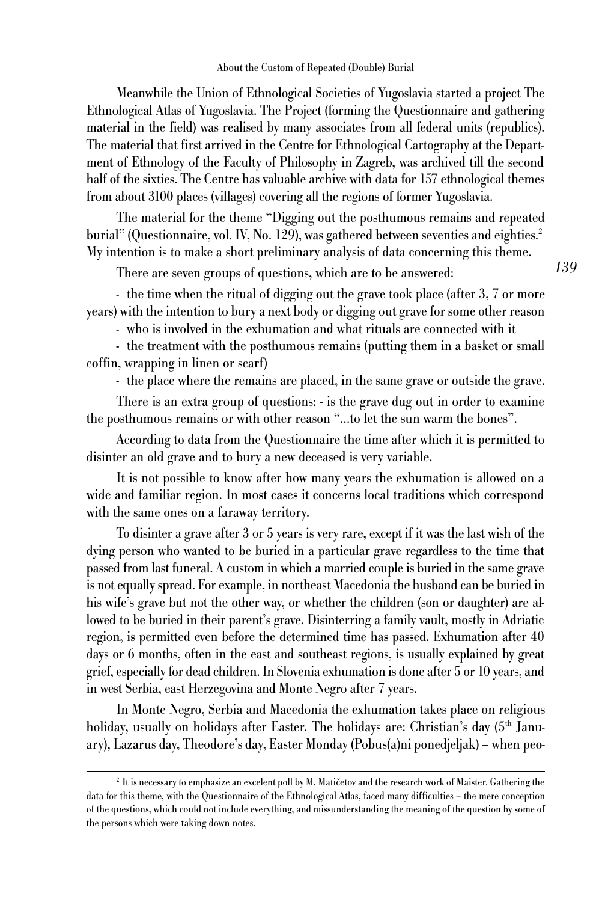Meanwhile the Union of Ethnological Societies of Yugoslavia started a project The Ethnological Atlas of Yugoslavia. The Project (forming the Questionnaire and gathering material in the field) was realised by many associates from all federal units (republics). The material that first arrived in the Centre for Ethnological Cartography at the Department of Ethnology of the Faculty of Philosophy in Zagreb, was archived till the second half of the sixties. The Centre has valuable archive with data for 157 ethnological themes from about 3100 places (villages) covering all the regions of former Yugoslavia.

The material for the theme "Digging out the posthumous remains and repeated burial" (Questionnaire, vol. IV, No. 129), was gathered between seventies and eighties.[2] My intention is to make a short preliminary analysis of data concerning this theme.

There are seven groups of questions, which are to be answered:

- the time when the ritual of digging out the grave took place (after 3, 7 or more years) with the intention to bury a next body or digging out grave for some other reason
- who is involved in the exhumation and what rituals are connected with it
- the treatment with the posthumous remains (putting them in a basket or small coffin, wrapping in linen or scarf)
- the place where the remains are placed, in the same grave or outside the grave.

There is an extra group of questions: - is the grave dug out in order to examine the posthumous remains or with other reason "...to let the sun warm the bones".

According to data from the Questionnaire the time after which it is permitted to disinter an old grave and to bury a new deceased is very variable.

It is not possible to know after how many years the exhumation is allowed on a wide and familiar region. In most cases it concerns local traditions which correspond with the same ones on a faraway territory.

To disinter a grave after 3 or 5 years is very rare, except if it was the last wish of the dying person who wanted to be buried in a particular grave regardless to the time that passed from last funeral. A custom in which a married couple is buried in the same grave is not equally spread. For example, in northeast Macedonia the husband can be buried in his wife's grave but not the other way, or whether the children (son or daughter) are allowed to be buried in their parent's grave. Disinterring a family vault, mostly in Adriatic region, is permitted even before the determined time has passed. Exhumation after 40 days or 6 months, often in the east and southeast regions, is usually explained by great grief, especially for dead children. In Slovenia exhumation is done after 5 or 10 years, and in west Serbia, east Herzegovina and Monte Negro after 7 years.

In Monte Negro, Serbia and Macedonia the exhumation takes place on religious holiday, usually on holidays after Easter. The holidays are: Christian's day (5th January), Lazarus day, Theodore's day, Easter Monday (Pobus(a)ni ponedjeljak) – when peo-

[2] It is necessary to emphasize an excelent poll by M. Matičetov and the research work of Maister. Gathering the data for this theme, with the Questionnaire of the Ethnological Atlas, faced many difficulties – the mere conception of the questions, which could not include everything, and missunderstanding the meaning of the question by some of the persons which were taking down notes.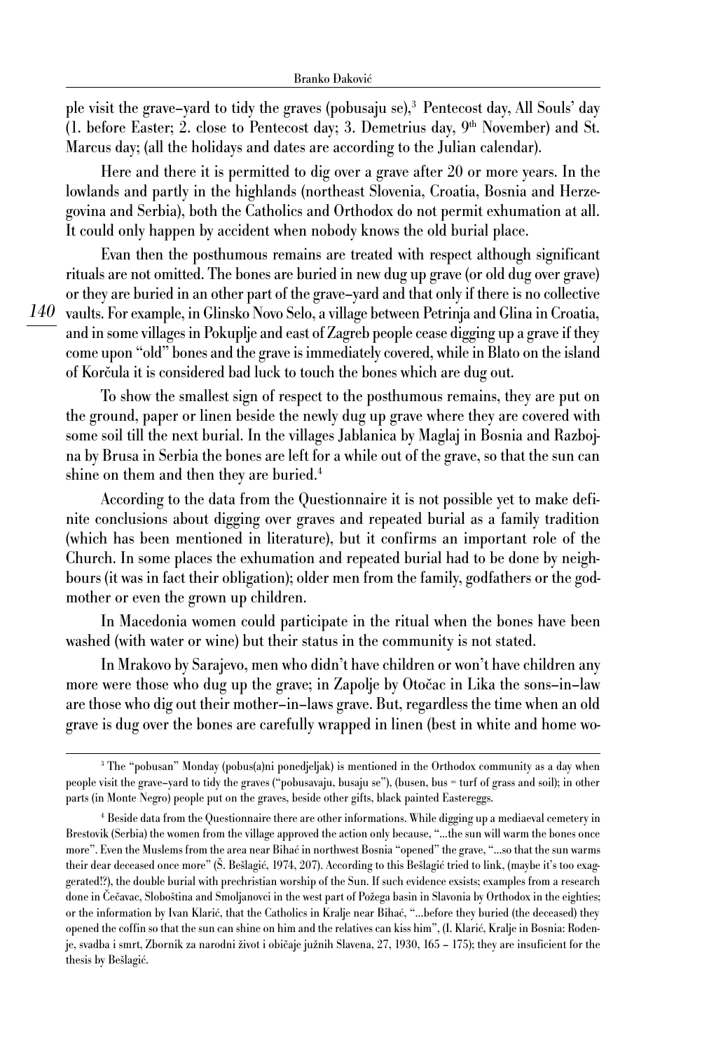ple visit the grave–yard to tidy the graves (pobusaju se),[3] Pentecost day, All Souls' day (1. before Easter; 2. close to Pentecost day; 3. Demetrius day, 9th November) and St. Marcus day; (all the holidays and dates are according to the Julian calendar).

Here and there it is permitted to dig over a grave after 20 or more years. In the lowlands and partly in the highlands (northeast Slovenia, Croatia, Bosnia and Herzegovina and Serbia), both the Catholics and Orthodox do not permit exhumation at all. It could only happen by accident when nobody knows the old burial place.

Evan then the posthumous remains are treated with respect although significant rituals are not omitted. The bones are buried in new dug up grave (or old dug over grave) or they are buried in an other part of the grave–yard and that only if there is no collective vaults. For example, in Glinsko Novo Selo, a village between Petrinja and Glina in Croatia, and in some villages in Pokuplje and east of Zagreb people cease digging up a grave if they come upon "old" bones and the grave is immediately covered, while in Blato on the island of Korčula it is considered bad luck to touch the bones which are dug out.

To show the smallest sign of respect to the posthumous remains, they are put on the ground, paper or linen beside the newly dug up grave where they are covered with some soil till the next burial. In the villages Jablanica by Maglaj in Bosnia and Razbojna by Brusa in Serbia the bones are left for a while out of the grave, so that the sun can shine on them and then they are buried.[4]

According to the data from the Questionnaire it is not possible yet to make definite conclusions about digging over graves and repeated burial as a family tradition (which has been mentioned in literature), but it confirms an important role of the Church. In some places the exhumation and repeated burial had to be done by neighbours (it was in fact their obligation); older men from the family, godfathers or the godmother or even the grown up children.

In Macedonia women could participate in the ritual when the bones have been washed (with water or wine) but their status in the community is not stated.

In Mrakovo by Sarajevo, men who didn't have children or won't have children any more were those who dug up the grave; in Zapolje by Otočac in Lika the sons–in–law are those who dig out their mother–in–laws grave. But, regardless the time when an old grave is dug over the bones are carefully wrapped in linen (best in white and home wo-

---

[3] The "pobusan" Monday (pobus(a)ni ponedjeljak) is mentioned in the Orthodox community as a day when people visit the grave–yard to tidy the graves ("pobusavaju, busaju se"), (busen, bus = turf of grass and soil); in other parts (in Monte Negro) people put on the graves, beside other gifts, black painted Eastereggs.

[4] Beside data from the Questionnaire there are other informations. While digging up a mediaeval cemetery in Brestovik (Serbia) the women from the village approved the action only because, "...the sun will warm the bones once more". Even the Muslems from the area near Bihać in northwest Bosnia "opened" the grave, "...so that the sun warms their dear deceased once more" (Š. Bešlagić, 1974, 207). According to this Bešlagić tried to link, (maybe it's too exaggerated!?), the double burial with prechristian worship of the Sun. If such evidence exsists; examples from a research done in Čečavac, Sloboština and Smoljanovci in the west part of Požega basin in Slavonia by Orthodox in the eighties; or the information by Ivan Klarić, that the Catholics in Kralje near Bihać, "...before they buried (the deceased) they opened the coffin so that the sun can shine on him and the relatives can kiss him", (I. Klarić, Kralje in Bosnia: Rođenje, svadba i smrt, Zbornik za narodni život i običaje južnih Slavena, 27, 1930, 165 – 175); they are insuficient for the thesis by Bešlagić.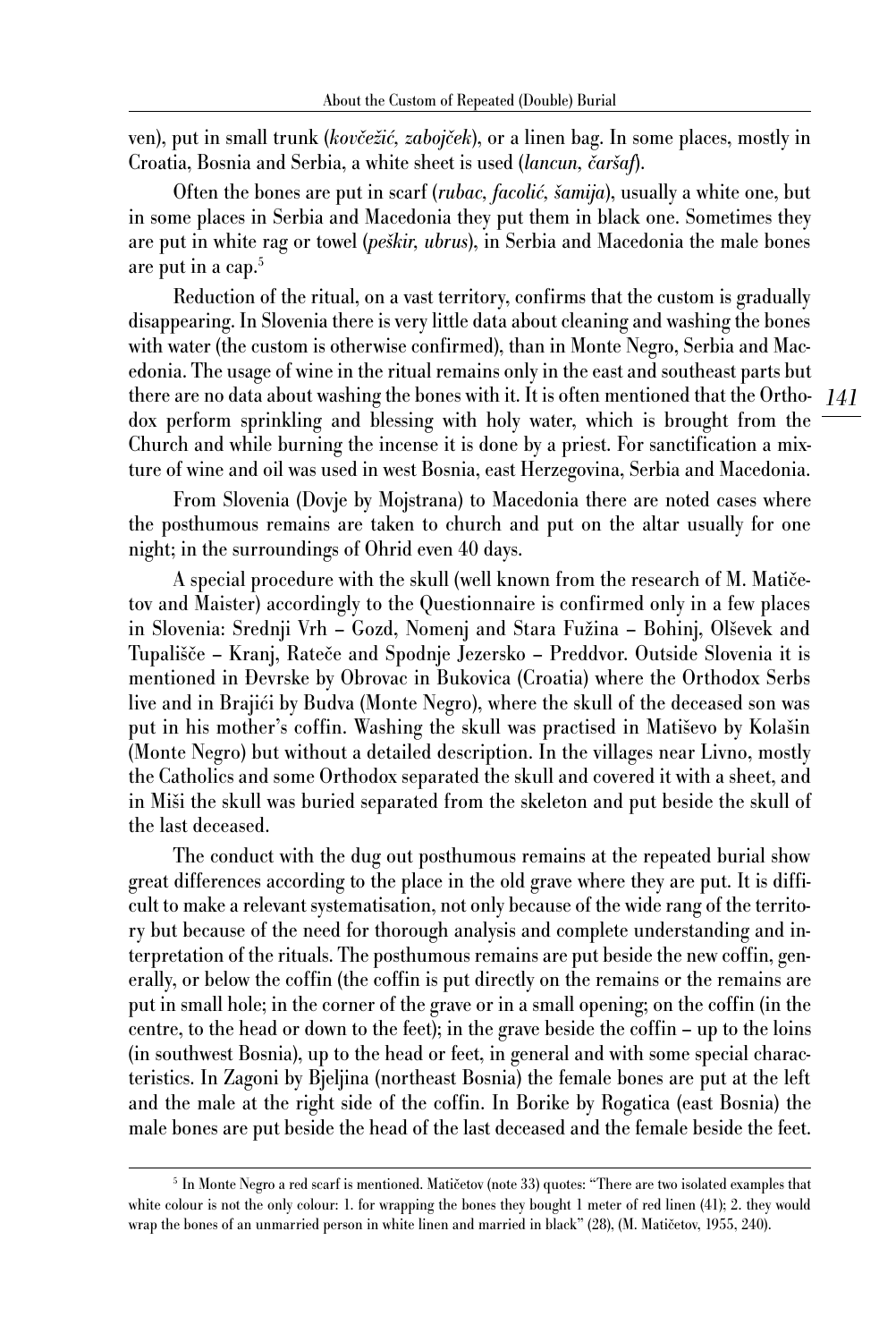ven), put in small trunk (*kovčežić, zabojček*), or a linen bag. In some places, mostly in Croatia, Bosnia and Serbia, a white sheet is used (*lancun, čaršaf*).

Often the bones are put in scarf (*rubac, facolić, šamija*), usually a white one, but in some places in Serbia and Macedonia they put them in black one. Sometimes they are put in white rag or towel (*peškir, ubrus*), in Serbia and Macedonia the male bones are put in a cap.[5]

Reduction of the ritual, on a vast territory, confirms that the custom is gradually disappearing. In Slovenia there is very little data about cleaning and washing the bones with water (the custom is otherwise confirmed), than in Monte Negro, Serbia and Macedonia. The usage of wine in the ritual remains only in the east and southeast parts but there are no data about washing the bones with it. It is often mentioned that the Orthodox perform sprinkling and blessing with holy water, which is brought from the Church and while burning the incense it is done by a priest. For sanctification a mixture of wine and oil was used in west Bosnia, east Herzegovina, Serbia and Macedonia.

From Slovenia (Dovje by Mojstrana) to Macedonia there are noted cases where the posthumous remains are taken to church and put on the altar usually for one night; in the surroundings of Ohrid even 40 days.

A special procedure with the skull (well known from the research of M. Matičetov and Maister) accordingly to the Questionnaire is confirmed only in a few places in Slovenia: Srednji Vrh – Gozd, Nomenj and Stara Fužina – Bohinj, Olševek and Tupališče – Kranj, Rateče and Spodnje Jezersko – Preddvor. Outside Slovenia it is mentioned in Đevrske by Obrovac in Bukovica (Croatia) where the Orthodox Serbs live and in Brajići by Budva (Monte Negro), where the skull of the deceased son was put in his mother's coffin. Washing the skull was practised in Matiševo by Kolašin (Monte Negro) but without a detailed description. In the villages near Livno, mostly the Catholics and some Orthodox separated the skull and covered it with a sheet, and in Miši the skull was buried separated from the skeleton and put beside the skull of the last deceased.

The conduct with the dug out posthumous remains at the repeated burial show great differences according to the place in the old grave where they are put. It is difficult to make a relevant systematisation, not only because of the wide rang of the territory but because of the need for thorough analysis and complete understanding and interpretation of the rituals. The posthumous remains are put beside the new coffin, generally, or below the coffin (the coffin is put directly on the remains or the remains are put in small hole; in the corner of the grave or in a small opening; on the coffin (in the centre, to the head or down to the feet); in the grave beside the coffin – up to the loins (in southwest Bosnia), up to the head or feet, in general and with some special characteristics. In Zagoni by Bjeljina (northeast Bosnia) the female bones are put at the left and the male at the right side of the coffin. In Borike by Rogatica (east Bosnia) the male bones are put beside the head of the last deceased and the female beside the feet.

---

[5] In Monte Negro a red scarf is mentioned. Matičetov (note 33) quotes: "There are two isolated examples that white colour is not the only colour: 1. for wrapping the bones they bought 1 meter of red linen (41); 2. they would wrap the bones of an unmarried person in white linen and married in black" (28). (M. Matičetov, 1955, 240).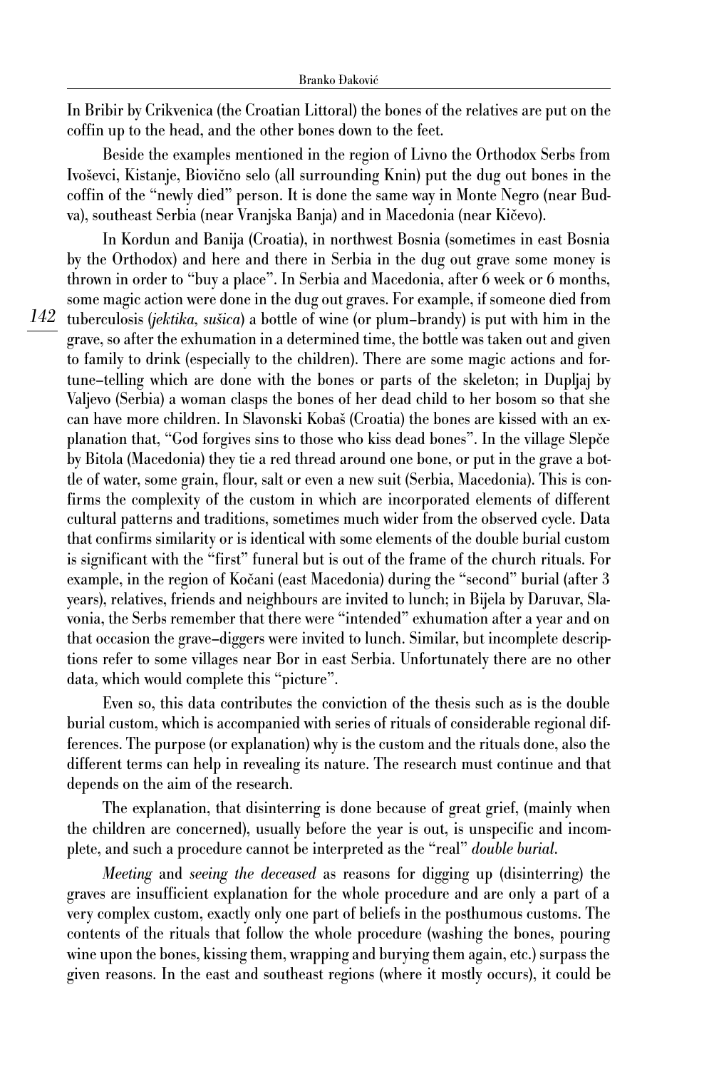In Bribir by Crikvenica (the Croatian Littoral) the bones of the relatives are put on the coffin up to the head, and the other bones down to the feet.

Beside the examples mentioned in the region of Livno the Orthodox Serbs from Ivoševci, Kistanje, Biovično selo (all surrounding Knin) put the dug out bones in the coffin of the "newly died" person. It is done the same way in Monte Negro (near Budva), southeast Serbia (near Vranjska Banja) and in Macedonia (near Kičevo).

In Kordun and Banija (Croatia), in northwest Bosnia (sometimes in east Bosnia by the Orthodox) and here and there in Serbia in the dug out grave some money is thrown in order to "buy a place". In Serbia and Macedonia, after 6 week or 6 months, some magic action were done in the dug out graves. For example, if someone died from tuberculosis (*jektika, sušica*) a bottle of wine (or plum–brandy) is put with him in the grave, so after the exhumation in a determined time, the bottle was taken out and given to family to drink (especially to the children). There are some magic actions and fortune–telling which are done with the bones or parts of the skeleton; in Dupljaj by Valjevo (Serbia) a woman clasps the bones of her dead child to her bosom so that she can have more children. In Slavonski Kobaš (Croatia) the bones are kissed with an explanation that, "God forgives sins to those who kiss dead bones". In the village Slepče by Bitola (Macedonia) they tie a red thread around one bone, or put in the grave a bottle of water, some grain, flour, salt or even a new suit (Serbia, Macedonia). This is confirms the complexity of the custom in which are incorporated elements of different cultural patterns and traditions, sometimes much wider from the observed cycle. Data that confirms similarity or is identical with some elements of the double burial custom is significant with the "first" funeral but is out of the frame of the church rituals. For example, in the region of Kočani (east Macedonia) during the "second" burial (after 3 years), relatives, friends and neighbours are invited to lunch; in Bijela by Daruvar, Slavonia, the Serbs remember that there were "intended" exhumation after a year and on that occasion the grave–diggers were invited to lunch. Similar, but incomplete descriptions refer to some villages near Bor in east Serbia. Unfortunately there are no other data, which would complete this "picture".

Even so, this data contributes the conviction of the thesis such as is the double burial custom, which is accompanied with series of rituals of considerable regional differences. The purpose (or explanation) why is the custom and the rituals done, also the different terms can help in revealing its nature. The research must continue and that depends on the aim of the research.

The explanation, that disinterring is done because of great grief, (mainly when the children are concerned), usually before the year is out, is unspecific and incomplete, and such a procedure cannot be interpreted as the "real" *double burial*.

*Meeting* and *seeing the deceased* as reasons for digging up (disinterring) the graves are insufficient explanation for the whole procedure and are only a part of a very complex custom, exactly only one part of beliefs in the posthumous customs. The contents of the rituals that follow the whole procedure (washing the bones, pouring wine upon the bones, kissing them, wrapping and burying them again, etc.) surpass the given reasons. In the east and southeast regions (where it mostly occurs), it could be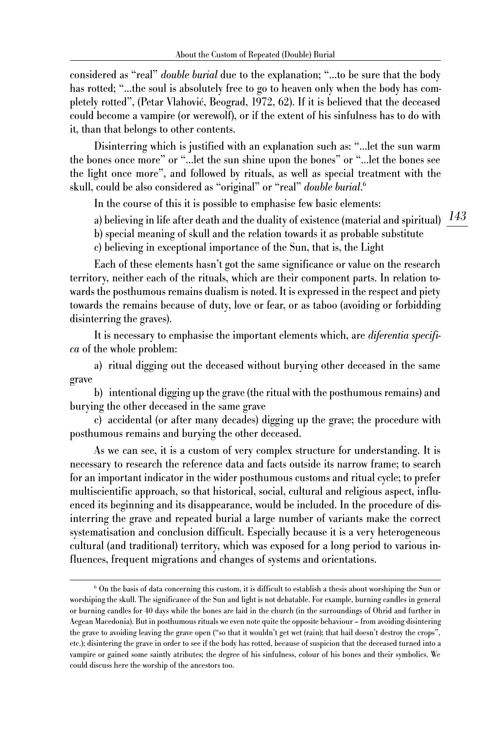considered as "real" *double burial* due to the explanation; "...to be sure that the body has rotted; "...the soul is absolutely free to go to heaven only when the body has completely rotted", (Petar Vlahović, Beograd, 1972, 62). If it is believed that the deceased could become a vampire (or werewolf), or if the extent of his sinfulness has to do with it, than that belongs to other contents.

Disinterring which is justified with an explanation such as: "...let the sun warm the bones once more" or "...let the sun shine upon the bones" or "...let the bones see the light once more", and followed by rituals, as well as special treatment with the skull, could be also considered as "original" or "real" *double burial*.[6]

In the course of this it is possible to emphasise few basic elements:

a) believing in life after death and the duality of existence (material and spiritual)

b) special meaning of skull and the relation towards it as probable substitute

c) believing in exceptional importance of the Sun, that is, the Light

Each of these elements hasn't got the same significance or value on the research territory, neither each of the rituals, which are their component parts. In relation towards the posthumous remains dualism is noted. It is expressed in the respect and piety towards the remains because of duty, love or fear, or as taboo (avoiding or forbidding disinterring the graves).

It is necessary to emphasise the important elements which, are *diferentia specifica* of the whole problem:

a) ritual digging out the deceased without burying other deceased in the same grave

b) intentional digging up the grave (the ritual with the posthumous remains) and burying the other deceased in the same grave

c) accidental (or after many decades) digging up the grave; the procedure with posthumous remains and burying the other deceased.

As we can see, it is a custom of very complex structure for understanding. It is necessary to research the reference data and facts outside its narrow frame; to search for an important indicator in the wider posthumous customs and ritual cycle; to prefer multiscientific approach, so that historical, social, cultural and religious aspect, influenced its beginning and its disappearance, would be included. In the procedure of disinterring the grave and repeated burial a large number of variants make the correct systematisation and conclusion difficult. Especially because it is a very heterogeneous cultural (and traditional) territory, which was exposed for a long period to various influences, frequent migrations and changes of systems and orientations.

---

[6] On the basis of data concerning this custom, it is difficult to establish a thesis about worshiping the Sun or worshiping the skull. The significance of the Sun and light is not debatable. For example, burning candles in general or burning candles for 40 days while the bones are laid in the church (in the surroundings of Ohrid and further in Aegean Macedonia). But in posthumous rituals we even note quite the opposite behaviour – from avoiding disintering the grave to avoiding leaving the grave open ("so that it wouldn't get wet (rain); that hail doesn't destroy the crops", etc.); disintering the grave in order to see if the body has rotted, because of suspicion that the deceased turned into a vampire or gained some saintly atributes; the degree of his sinfulness, colour of his bones and their symbolics. We could discuss here the worship of the ancestors too.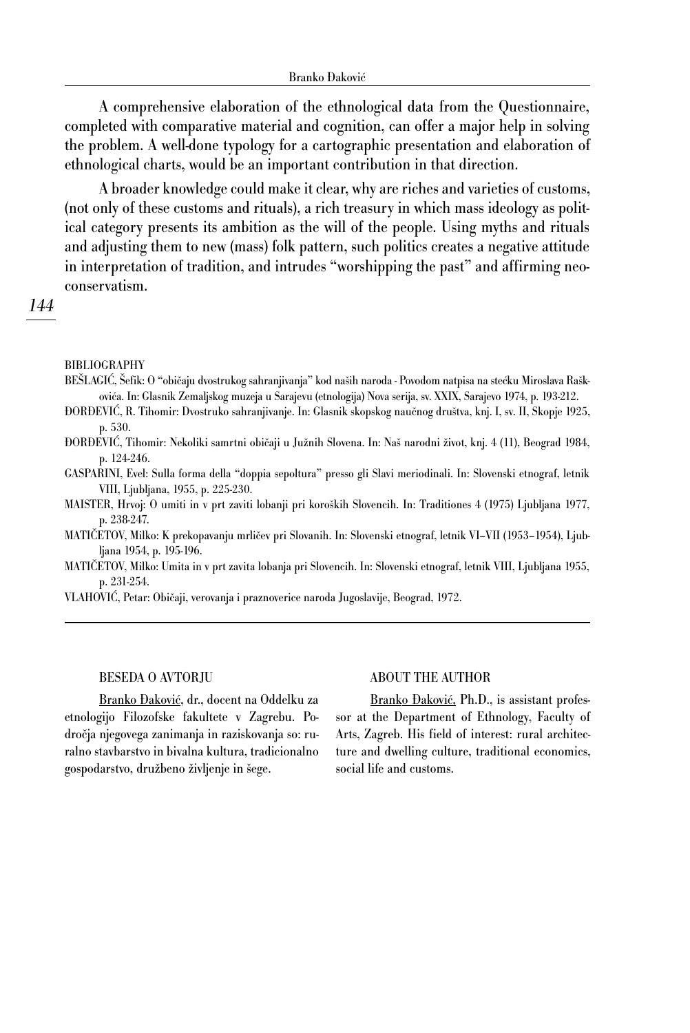A comprehensive elaboration of the ethnological data from the Questionnaire, completed with comparative material and cognition, can offer a major help in solving the problem. A well-done typology for a cartographic presentation and elaboration of ethnological charts, would be an important contribution in that direction.

A broader knowledge could make it clear, why are riches and varieties of customs, (not only of these customs and rituals), a rich treasury in which mass ideology as political category presents its ambition as the will of the people. Using myths and rituals and adjusting them to new (mass) folk pattern, such politics creates a negative attitude in interpretation of tradition, and intrudes "worshipping the past" and affirming neo-conservatism.

BIBLIOGRAPHY

BEŠLAGIĆ, Šefik: O "običaju dvostrukog sahranjivanja" kod naših naroda - Povodom natpisa na stećku Miroslava Raškovića. In: Glasnik Zemaljskog muzeja u Sarajevu (etnologija) Nova serija, sv. XXIX, Sarajevo 1974, p. 193-212.

ĐORĐEVIĆ, R. Tihomir: Dvostruko sahranjivanje. In: Glasnik skopskog naučnog društva, knj. I, sv. II, Skopje 1925, p. 530.

ĐORĐEVIĆ, Tihomir: Nekoliki samrtni običaji u Južnih Slovena. In: Naš narodni život, knj. 4 (11), Beograd 1984, p. 124-246.

GASPARINI, Evel: Sulla forma della "doppia sepoltura" presso gli Slavi meriodinali. In: Slovenski etnograf, letnik VIII, Ljubljana, 1955, p. 225-230.

MAISTER, Hrvoj: O umiti in v prt zaviti lobanji pri koroških Slovencih. In: Traditiones 4 (1975) Ljubljana 1977, p. 238-247.

MATIČETOV, Milko: K prekopavanju mrličev pri Slovanih. In: Slovenski etnograf, letnik VI–VII (1953–1954), Ljubljana 1954, p. 195-196.

MATIČETOV, Milko: Umita in v prt zavita lobanja pri Slovencih. In: Slovenski etnograf, letnik VIII, Ljubljana 1955, p. 231-254.

VLAHOVIĆ, Petar: Običaji, verovanja i praznoverice naroda Jugoslavije, Beograd, 1972.

BESEDA O AVTORJU

Branko Đaković, dr., docent na Oddelku za etnologijo Filozofske fakultete v Zagrebu. Področja njegovega zanimanja in raziskovanja so: ruralno stavbarstvo in bivalna kultura, tradicionalno gospodarstvo, družbeno življenje in šege.

ABOUT THE AUTHOR

Branko Đaković, Ph.D., is assistant professor at the Department of Ethnology, Faculty of Arts, Zagreb. His field of interest: rural architecture and dwelling culture, traditional economics, social life and customs.